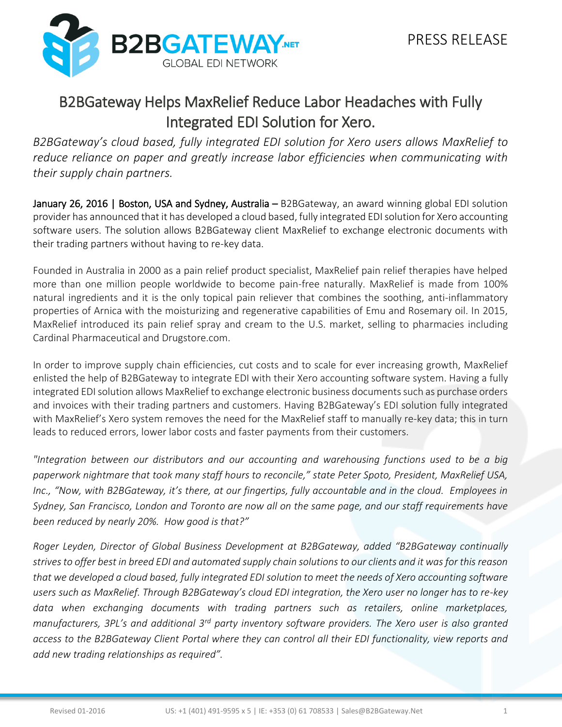PRESS RELEASE

# B2BGateway Helps MaxRelief Reduce Labor Headaches with Fully Integrated EDI Solution for Xero.

*B2BGateway's cloud based, fully integrated EDI solution for Xero users allows MaxRelief to reduce reliance on paper and greatly increase labor efficiencies when communicating with their supply chain partners.*

January 26, 2016 | Boston, USA and Sydney, Australia – B2BGateway, an award winning global EDI solution provider has announced that it has developed a cloud based, fully integrated EDI solution for Xero accounting software users. The solution allows B2BGateway client MaxRelief to exchange electronic documents with their trading partners without having to re-key data.

Founded in Australia in 2000 as a pain relief product specialist, MaxRelief pain relief therapies have helped more than one million people worldwide to become pain-free naturally. MaxRelief is made from 100% natural ingredients and it is the only topical pain reliever that combines the soothing, anti-inflammatory properties of Arnica with the moisturizing and regenerative capabilities of Emu and Rosemary oil. In 2015, MaxRelief introduced its pain relief spray and cream to the U.S. market, selling to pharmacies including Cardinal Pharmaceutical and Drugstore.com.

In order to improve supply chain efficiencies, cut costs and to scale for ever increasing growth, MaxRelief enlisted the help of B2BGateway to integrate EDI with their Xero accounting software system. Having a fully integrated EDI solution allows MaxRelief to exchange electronic business documents such as purchase orders and invoices with their trading partners and customers. Having B2BGateway's EDI solution fully integrated with MaxRelief's Xero system removes the need for the MaxRelief staff to manually re-key data; this in turn leads to reduced errors, lower labor costs and faster payments from their customers.

*"Integration between our distributors and our accounting and warehousing functions used to be a big paperwork nightmare that took many staff hours to reconcile," state Peter Spoto, President, MaxRelief USA, Inc., "Now, with B2BGateway, it's there, at our fingertips, fully accountable and in the cloud. Employees in Sydney, San Francisco, London and Toronto are now all on the same page, and our staff requirements have been reduced by nearly 20%. How good is that?"*

*Roger Leyden, Director of Global Business Development at B2BGateway, added "B2BGateway continually strives to offer best in breed EDI and automated supply chain solutions to our clients and it was for this reason that we developed a cloud based, fully integrated EDI solution to meet the needs of Xero accounting software users such as MaxRelief. Through B2BGateway's cloud EDI integration, the Xero user no longer has to re-key data when exchanging documents with trading partners such as retailers, online marketplaces, manufacturers, 3PL's and additional 3rd party inventory software providers. The Xero user is also granted access to the B2BGateway Client Portal where they can control all their EDI functionality, view reports and add new trading relationships as required".*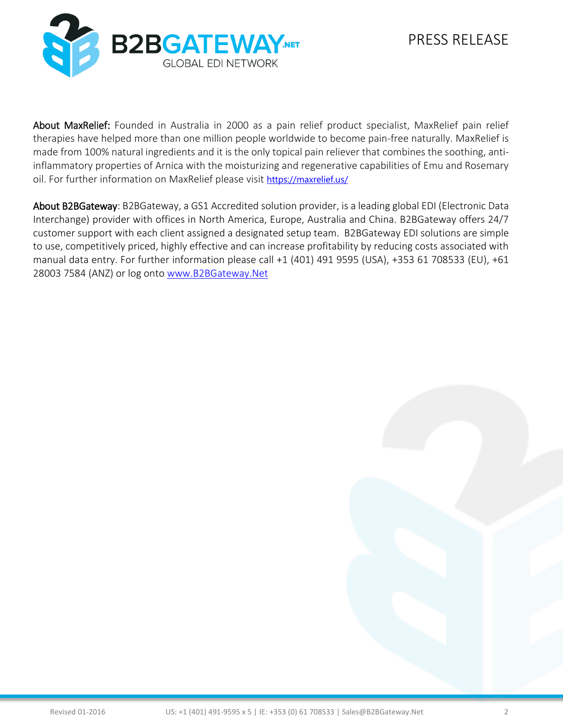**About MaxRelief:** Founded in Australia in 2000 as a pain relief product specialist, MaxRelief pain relief therapies have helped more than one million people worldwide to become pain-free naturally. MaxRelief is made from 100% natural ingredients and it is the only topical pain reliever that combines the soothing, anti-inflammatory properties of Arnica with the moisturizing and regenerative capabilities of Emu and Rosemary oil. For further information on MaxRelief please visit https://maxrelief.us/

**About B2BGateway**: B2BGateway, a GS1 Accredited solution provider, is a leading global EDI (Electronic Data Interchange) provider with offices in North America, Europe, Australia and China. B2BGateway offers 24/7 customer support with each client assigned a designated setup team. B2BGateway EDI solutions are simple to use, competitively priced, highly effective and can increase profitability by reducing costs associated with manual data entry. For further information please call +1 (401) 491 9595 (USA), +353 61 708533 (EU), +61 28003 7584 (ANZ) or log onto www.B2BGateway.Net